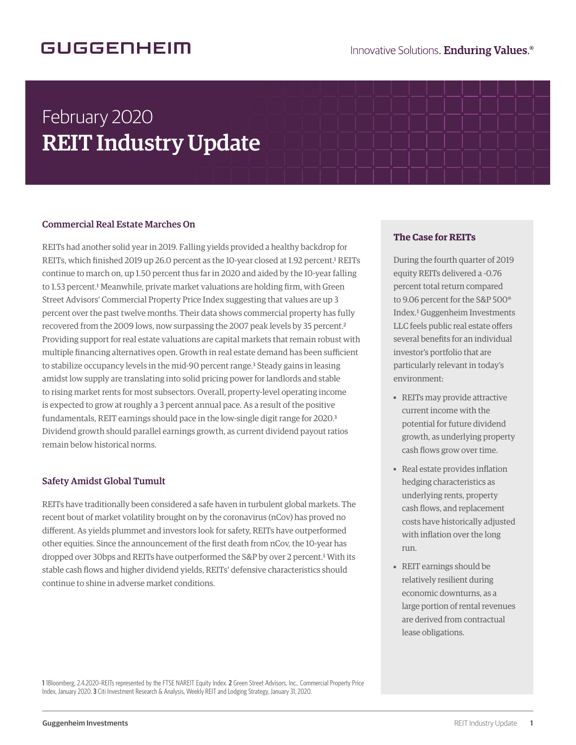GUGGENHEIM

Innovative Solutions. **Enduring Values.**®

February 2020

# REIT Industry Update

## Commercial Real Estate Marches On

REITs had another solid year in 2019. Falling yields provided a healthy backdrop for REITs, which finished 2019 up 26.0 percent as the 10-year closed at 1.92 percent.[1] REITs continue to march on, up 1.50 percent thus far in 2020 and aided by the 10-year falling to 1.53 percent.[1] Meanwhile, private market valuations are holding firm, with Green Street Advisors' Commercial Property Price Index suggesting that values are up 3 percent over the past twelve months. Their data shows commercial property has fully recovered from the 2009 lows, now surpassing the 2007 peak levels by 35 percent.[2] Providing support for real estate valuations are capital markets that remain robust with multiple financing alternatives open. Growth in real estate demand has been sufficient to stabilize occupancy levels in the mid-90 percent range.[3] Steady gains in leasing amidst low supply are translating into solid pricing power for landlords and stable to rising market rents for most subsectors. Overall, property-level operating income is expected to grow at roughly a 3 percent annual pace. As a result of the positive fundamentals, REIT earnings should pace in the low-single digit range for 2020.[3] Dividend growth should parallel earnings growth, as current dividend payout ratios remain below historical norms.

## Safety Amidst Global Tumult

REITs have traditionally been considered a safe haven in turbulent global markets. The recent bout of market volatility brought on by the coronavirus (nCov) has proved no different. As yields plummet and investors look for safety, REITs have outperformed other equities. Since the announcement of the first death from nCov, the 10-year has dropped over 30bps and REITs have outperformed the S&P by over 2 percent.[1] With its stable cash flows and higher dividend yields, REITs' defensive characteristics should continue to shine in adverse market conditions.

## The Case for REITs

During the fourth quarter of 2019 equity REITs delivered a -0.76 percent total return compared to 9.06 percent for the S&P 500® Index.[1] Guggenheim Investments LLC feels public real estate offers several benefits for an individual investor's portfolio that are particularly relevant in today's environment:

- REITs may provide attractive current income with the potential for future dividend growth, as underlying property cash flows grow over time.
- Real estate provides inflation hedging characteristics as underlying rents, property cash flows, and replacement costs have historically adjusted with inflation over the long run.
- REIT earnings should be relatively resilient during economic downturns, as a large portion of rental revenues are derived from contractual lease obligations.

**1** 1Bloomberg, 2.4.2020–REITs represented by the FTSE NAREIT Equity Index. **2** Green Street Advisors, Inc., Commercial Property Price Index, January 2020. **3** Citi Investment Research & Analysis, Weekly REIT and Lodging Strategy, January 31, 2020.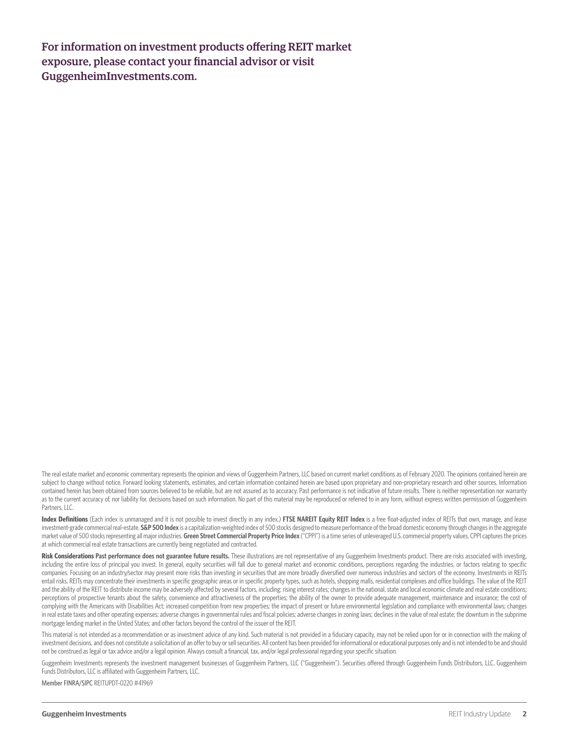## For information on investment products offering REIT market exposure, please contact your financial advisor or visit GuggenheimInvestments.com.

The real estate market and economic commentary represents the opinion and views of Guggenheim Partners, LLC based on current market conditions as of February 2020. The opinions contained herein are subject to change without notice. Forward looking statements, estimates, and certain information contained herein are based upon proprietary and non-proprietary research and other sources. Information contained herein has been obtained from sources believed to be reliable, but are not assured as to accuracy. Past performance is not indicative of future results. There is neither representation nor warranty as to the current accuracy of, nor liability for, decisions based on such information. No part of this material may be reproduced or referred to in any form, without express written permission of Guggenheim Partners, LLC.

**Index Definitions** (Each index is unmanaged and it is not possible to invest directly in any index.) **FTSE NAREIT Equity REIT Index** is a free float-adjusted index of REITs that own, manage, and lease investment-grade commercial real-estate. **S&P 500 Index** is a capitalization-weighted index of 500 stocks designed to measure performance of the broad domestic economy through changes in the aggregate market value of 500 stocks representing all major industries. **Green Street Commercial Property Price Index** ("CPPI") is a time series of unleveraged U.S. commercial property values. CPPI captures the prices at which commercial real estate transactions are currently being negotiated and contracted.

**Risk Considerations Past performance does not guarantee future results.** These illustrations are not representative of any Guggenheim Investments product. There are risks associated with investing, including the entire loss of principal you invest. In general, equity securities will fall due to general market and economic conditions, perceptions regarding the industries, or factors relating to specific companies. Focusing on an industry/sector may present more risks than investing in securities that are more broadly diversified over numerous industries and sectors of the economy. Investments in REITs entail risks. REITs may concentrate their investments in specific geographic areas or in specific property types, such as hotels, shopping malls, residential complexes and office buildings. The value of the REIT and the ability of the REIT to distribute income may be adversely affected by several factors, including: rising interest rates; changes in the national, state and local economic climate and real estate conditions; perceptions of prospective tenants about the safety, convenience and attractiveness of the properties; the ability of the owner to provide adequate management, maintenance and insurance; the cost of complying with the Americans with Disabilities Act; increased competition from new properties; the impact of present or future environmental legislation and compliance with environmental laws; changes in real estate taxes and other operating expenses; adverse changes in governmental rules and fiscal policies; adverse changes in zoning laws; declines in the value of real estate; the downturn in the subprime mortgage lending market in the United States; and other factors beyond the control of the issuer of the REIT.

This material is not intended as a recommendation or as investment advice of any kind. Such material is not provided in a fiduciary capacity, may not be relied upon for or in connection with the making of investment decisions, and does not constitute a solicitation of an offer to buy or sell securities. All content has been provided for informational or educational purposes only and is not intended to be and should not be construed as legal or tax advice and/or a legal opinion. Always consult a financial, tax, and/or legal professional regarding your specific situation.

Guggenheim Investments represents the investment management businesses of Guggenheim Partners, LLC ("Guggenheim"). Securities offered through Guggenheim Funds Distributors, LLC. Guggenheim Funds Distributors, LLC is affiliated with Guggenheim Partners, LLC.

Member FINRA/SIPC REITUPDT-0220 #41969